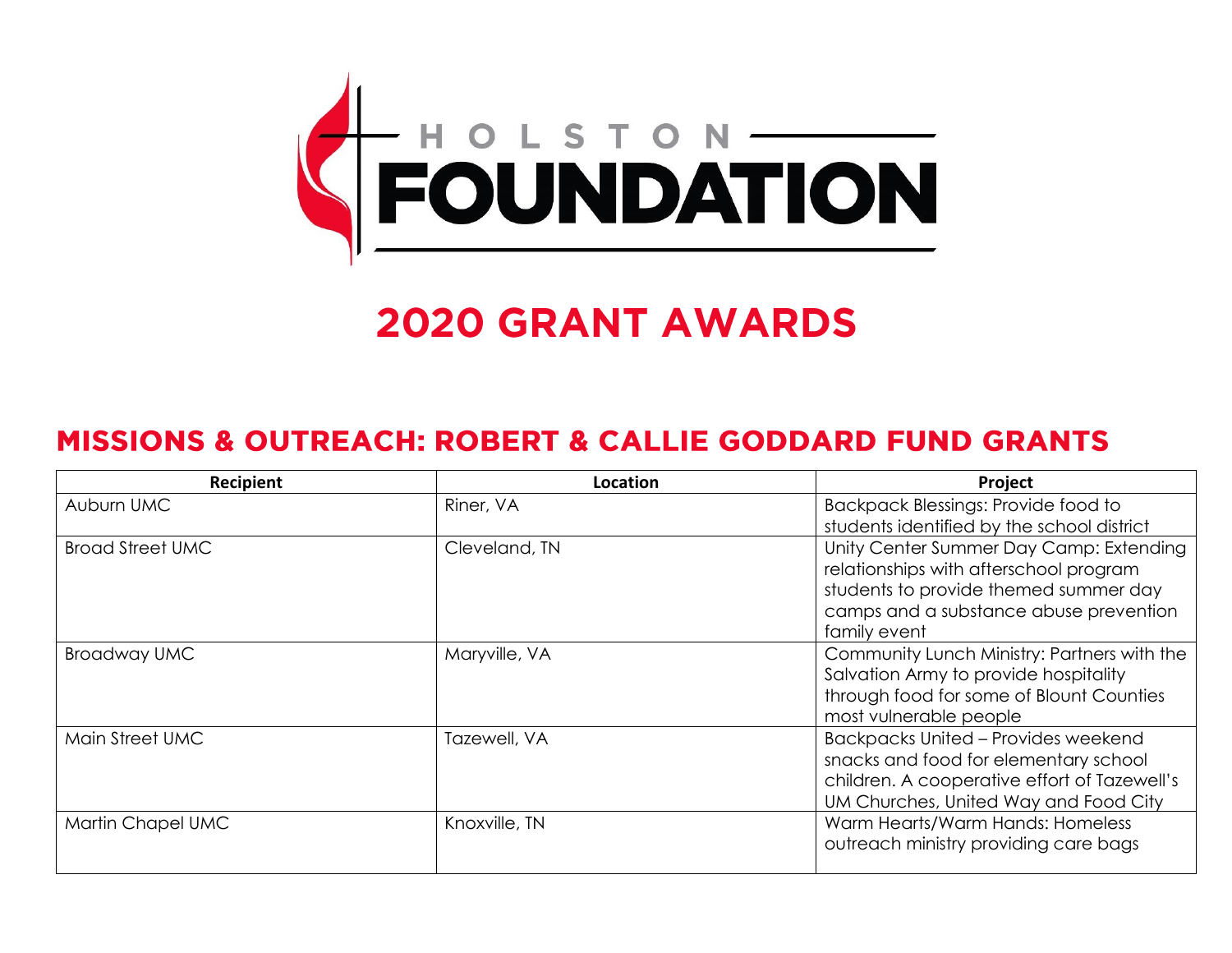# HOLSTON FOUNDATION

# 2020 GRANT AWARDS

## MISSIONS & OUTREACH: ROBERT & CALLIE GODDARD FUND GRANTS

| Recipient | Location | Project |
|---|---|---|
| Auburn UMC | Riner, VA | Backpack Blessings: Provide food to students identified by the school district |
| Broad Street UMC | Cleveland, TN | Unity Center Summer Day Camp: Extending relationships with afterschool program students to provide themed summer day camps and a substance abuse prevention family event |
| Broadway UMC | Maryville, VA | Community Lunch Ministry: Partners with the Salvation Army to provide hospitality through food for some of Blount Counties most vulnerable people |
| Main Street UMC | Tazewell, VA | Backpacks United – Provides weekend snacks and food for elementary school children. A cooperative effort of Tazewell's UM Churches, United Way and Food City |
| Martin Chapel UMC | Knoxville, TN | Warm Hearts/Warm Hands: Homeless outreach ministry providing care bags |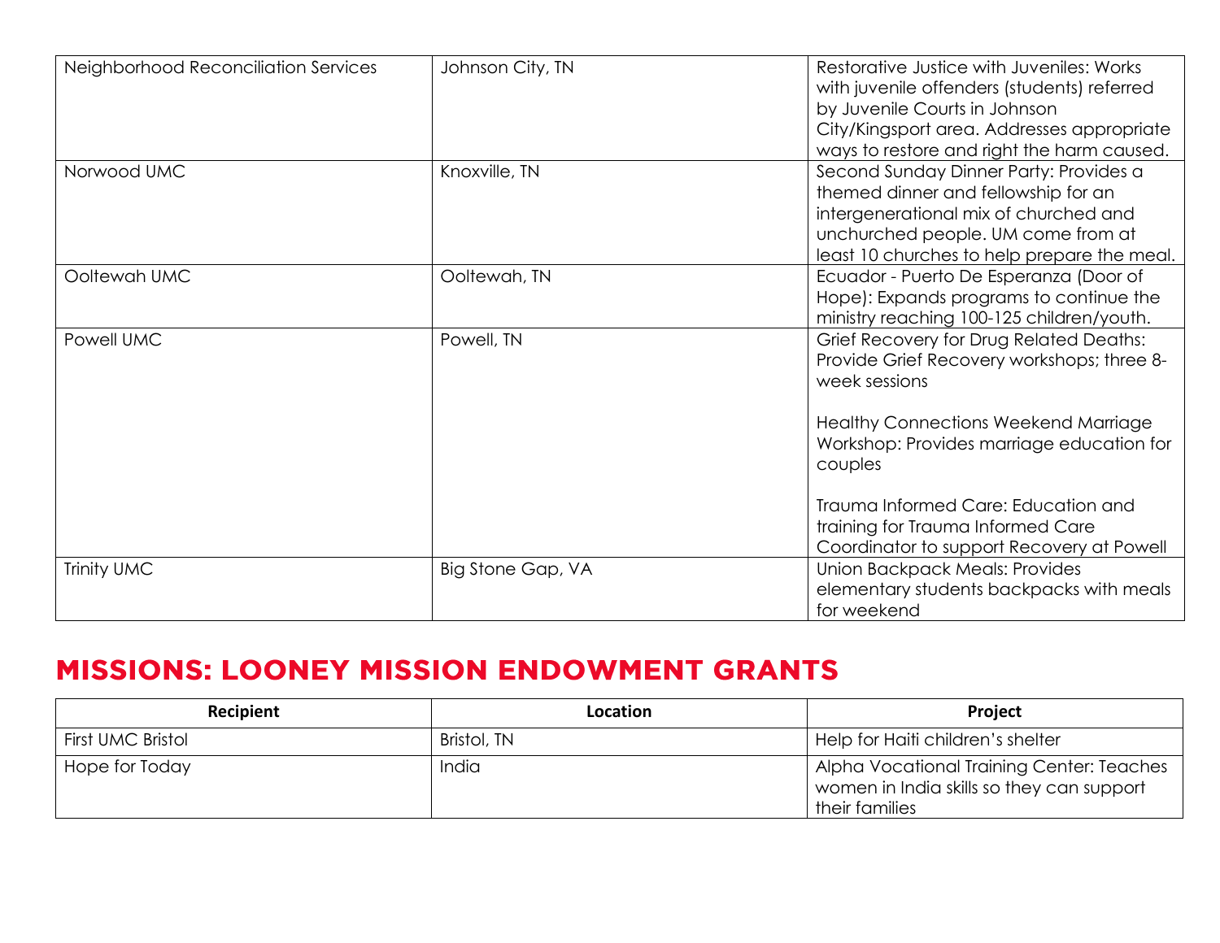| | | |
|---|---|---|
| Neighborhood Reconciliation Services | Johnson City, TN | Restorative Justice with Juveniles: Works with juvenile offenders (students) referred by Juvenile Courts in Johnson City/Kingsport area. Addresses appropriate ways to restore and right the harm caused. |
| Norwood UMC | Knoxville, TN | Second Sunday Dinner Party: Provides a themed dinner and fellowship for an intergenerational mix of churched and unchurched people. UM come from at least 10 churches to help prepare the meal. |
| Ooltewah UMC | Ooltewah, TN | Ecuador - Puerto De Esperanza (Door of Hope): Expands programs to continue the ministry reaching 100-125 children/youth. |
| Powell UMC | Powell, TN | Grief Recovery for Drug Related Deaths: Provide Grief Recovery workshops; three 8-week sessions<br><br>Healthy Connections Weekend Marriage Workshop: Provides marriage education for couples<br><br>Trauma Informed Care: Education and training for Trauma Informed Care Coordinator to support Recovery at Powell |
| Trinity UMC | Big Stone Gap, VA | Union Backpack Meals: Provides elementary students backpacks with meals for weekend |

## MISSIONS: LOONEY MISSION ENDOWMENT GRANTS

| Recipient | Location | Project |
|---|---|---|
| First UMC Bristol | Bristol, TN | Help for Haiti children's shelter |
| Hope for Today | India | Alpha Vocational Training Center: Teaches women in India skills so they can support their families |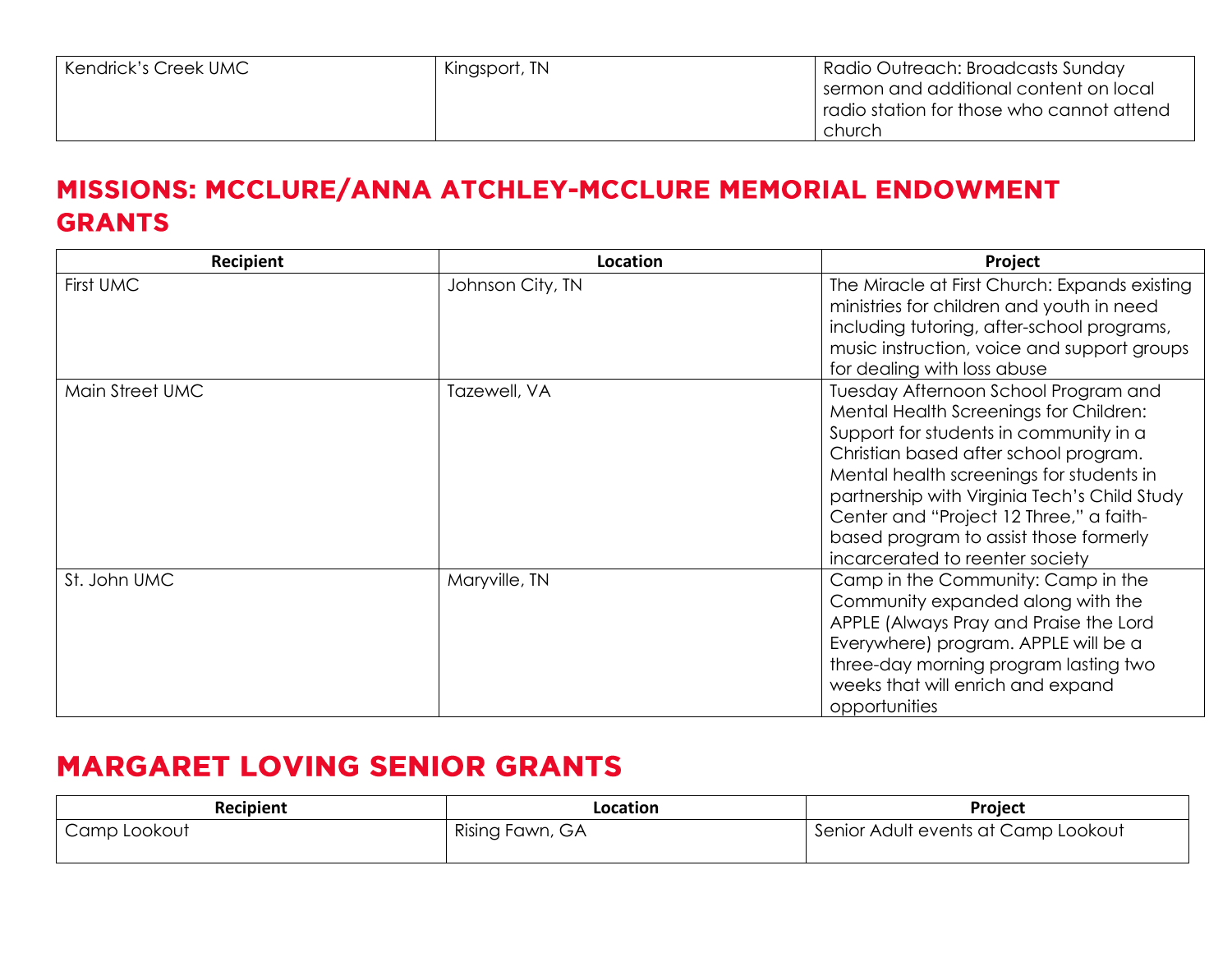| Kendrick's Creek UMC | Kingsport, TN | Radio Outreach: Broadcasts Sunday sermon and additional content on local radio station for those who cannot attend church |
|---|---|---|

## MISSIONS: MCCLURE/ANNA ATCHLEY-MCCLURE MEMORIAL ENDOWMENT GRANTS

| Recipient | Location | Project |
|---|---|---|
| First UMC | Johnson City, TN | The Miracle at First Church: Expands existing ministries for children and youth in need including tutoring, after-school programs, music instruction, voice and support groups for dealing with loss abuse |
| Main Street UMC | Tazewell, VA | Tuesday Afternoon School Program and Mental Health Screenings for Children: Support for students in community in a Christian based after school program. Mental health screenings for students in partnership with Virginia Tech's Child Study Center and "Project 12 Three," a faith-based program to assist those formerly incarcerated to reenter society |
| St. John UMC | Maryville, TN | Camp in the Community: Camp in the Community expanded along with the APPLE (Always Pray and Praise the Lord Everywhere) program. APPLE will be a three-day morning program lasting two weeks that will enrich and expand opportunities |

## MARGARET LOVING SENIOR GRANTS

| Recipient | Location | Project |
|---|---|---|
| Camp Lookout | Rising Fawn, GA | Senior Adult events at Camp Lookout |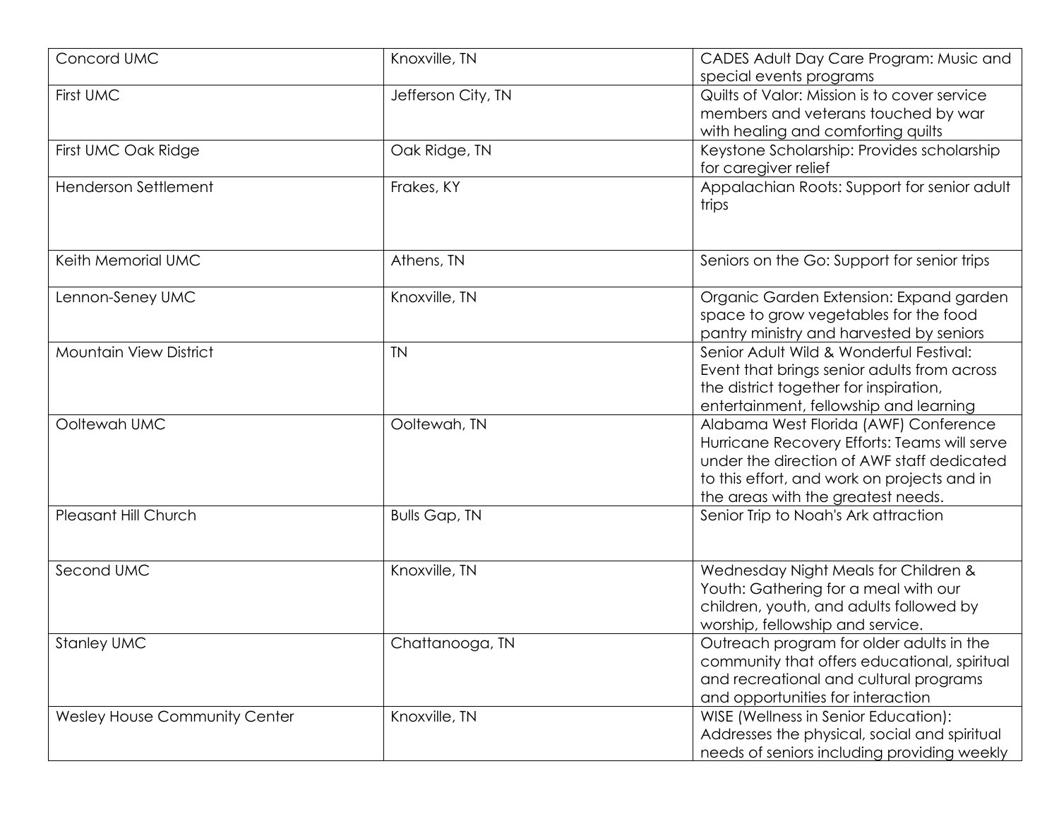| Concord UMC | Knoxville, TN | CADES Adult Day Care Program: Music and special events programs |
|---|---|---|
| First UMC | Jefferson City, TN | Quilts of Valor: Mission is to cover service members and veterans touched by war with healing and comforting quilts |
| First UMC Oak Ridge | Oak Ridge, TN | Keystone Scholarship: Provides scholarship for caregiver relief |
| Henderson Settlement | Frakes, KY | Appalachian Roots: Support for senior adult trips |
| Keith Memorial UMC | Athens, TN | Seniors on the Go: Support for senior trips |
| Lennon-Seney UMC | Knoxville, TN | Organic Garden Extension: Expand garden space to grow vegetables for the food pantry ministry and harvested by seniors |
| Mountain View District | TN | Senior Adult Wild & Wonderful Festival: Event that brings senior adults from across the district together for inspiration, entertainment, fellowship and learning |
| Ooltewah UMC | Ooltewah, TN | Alabama West Florida (AWF) Conference Hurricane Recovery Efforts: Teams will serve under the direction of AWF staff dedicated to this effort, and work on projects and in the areas with the greatest needs. |
| Pleasant Hill Church | Bulls Gap, TN | Senior Trip to Noah's Ark attraction |
| Second UMC | Knoxville, TN | Wednesday Night Meals for Children & Youth: Gathering for a meal with our children, youth, and adults followed by worship, fellowship and service. |
| Stanley UMC | Chattanooga, TN | Outreach program for older adults in the community that offers educational, spiritual and recreational and cultural programs and opportunities for interaction |
| Wesley House Community Center | Knoxville, TN | WISE (Wellness in Senior Education): Addresses the physical, social and spiritual needs of seniors including providing weekly |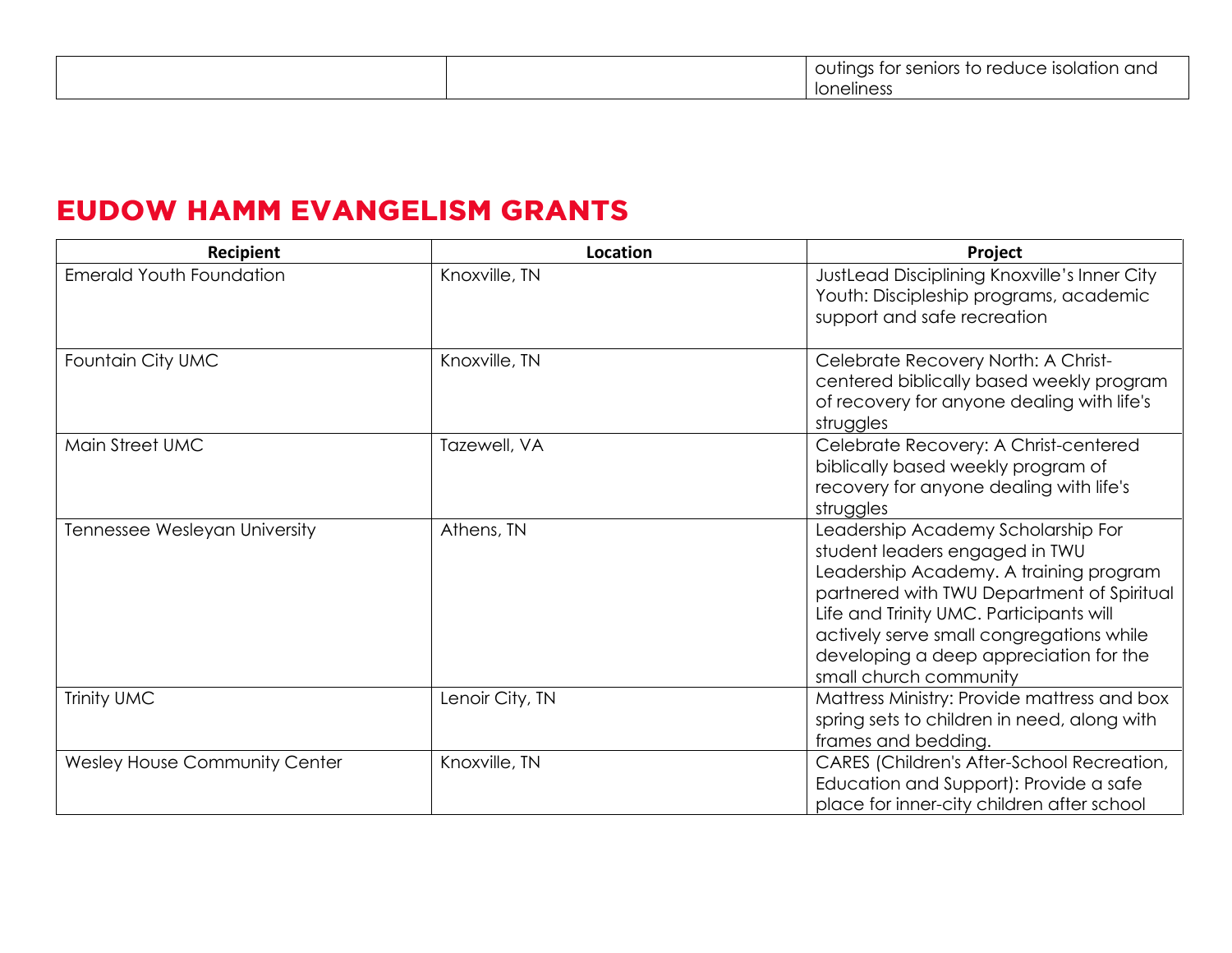| | | outings for seniors to reduce isolation and loneliness |
|---|---|---|

## EUDOW HAMM EVANGELISM GRANTS

| Recipient | Location | Project |
|---|---|---|
| Emerald Youth Foundation | Knoxville, TN | JustLead Disciplining Knoxville's Inner City Youth: Discipleship programs, academic support and safe recreation |
| Fountain City UMC | Knoxville, TN | Celebrate Recovery North: A Christ-centered biblically based weekly program of recovery for anyone dealing with life's struggles |
| Main Street UMC | Tazewell, VA | Celebrate Recovery: A Christ-centered biblically based weekly program of recovery for anyone dealing with life's struggles |
| Tennessee Wesleyan University | Athens, TN | Leadership Academy Scholarship For student leaders engaged in TWU Leadership Academy. A training program partnered with TWU Department of Spiritual Life and Trinity UMC. Participants will actively serve small congregations while developing a deep appreciation for the small church community |
| Trinity UMC | Lenoir City, TN | Mattress Ministry: Provide mattress and box spring sets to children in need, along with frames and bedding. |
| Wesley House Community Center | Knoxville, TN | CARES (Children's After-School Recreation, Education and Support): Provide a safe place for inner-city children after school |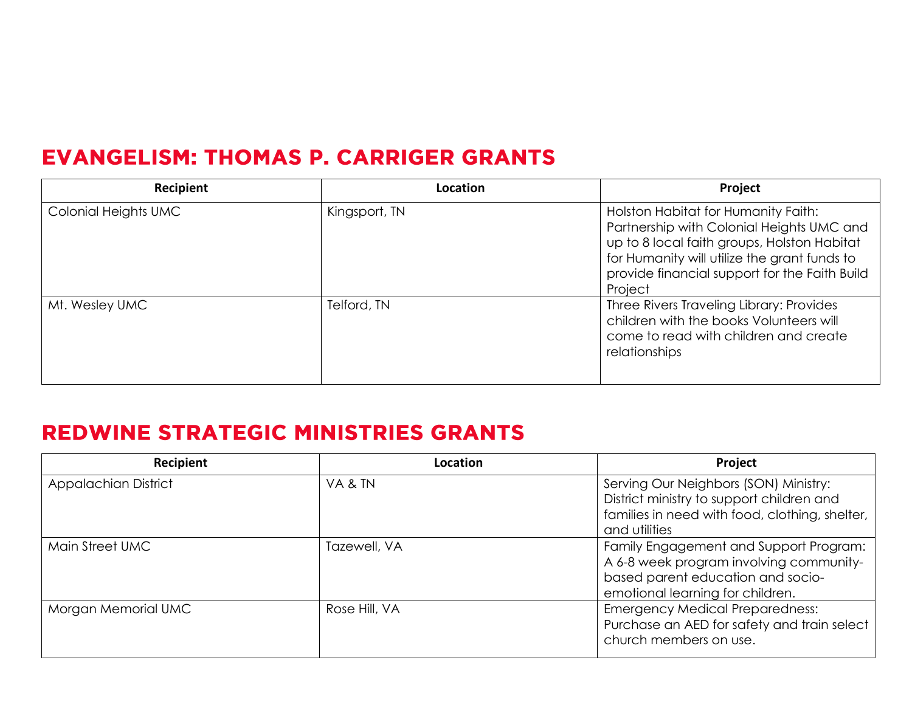## EVANGELISM: THOMAS P. CARRIGER GRANTS

| Recipient | Location | Project |
| --- | --- | --- |
| Colonial Heights UMC | Kingsport, TN | Holston Habitat for Humanity Faith: Partnership with Colonial Heights UMC and up to 8 local faith groups, Holston Habitat for Humanity will utilize the grant funds to provide financial support for the Faith Build Project |
| Mt. Wesley UMC | Telford, TN | Three Rivers Traveling Library: Provides children with the books Volunteers will come to read with children and create relationships |

## REDWINE STRATEGIC MINISTRIES GRANTS

| Recipient | Location | Project |
| --- | --- | --- |
| Appalachian District | VA & TN | Serving Our Neighbors (SON) Ministry: District ministry to support children and families in need with food, clothing, shelter, and utilities |
| Main Street UMC | Tazewell, VA | Family Engagement and Support Program: A 6-8 week program involving community-based parent education and socio-emotional learning for children. |
| Morgan Memorial UMC | Rose Hill, VA | Emergency Medical Preparedness: Purchase an AED for safety and train select church members on use. |